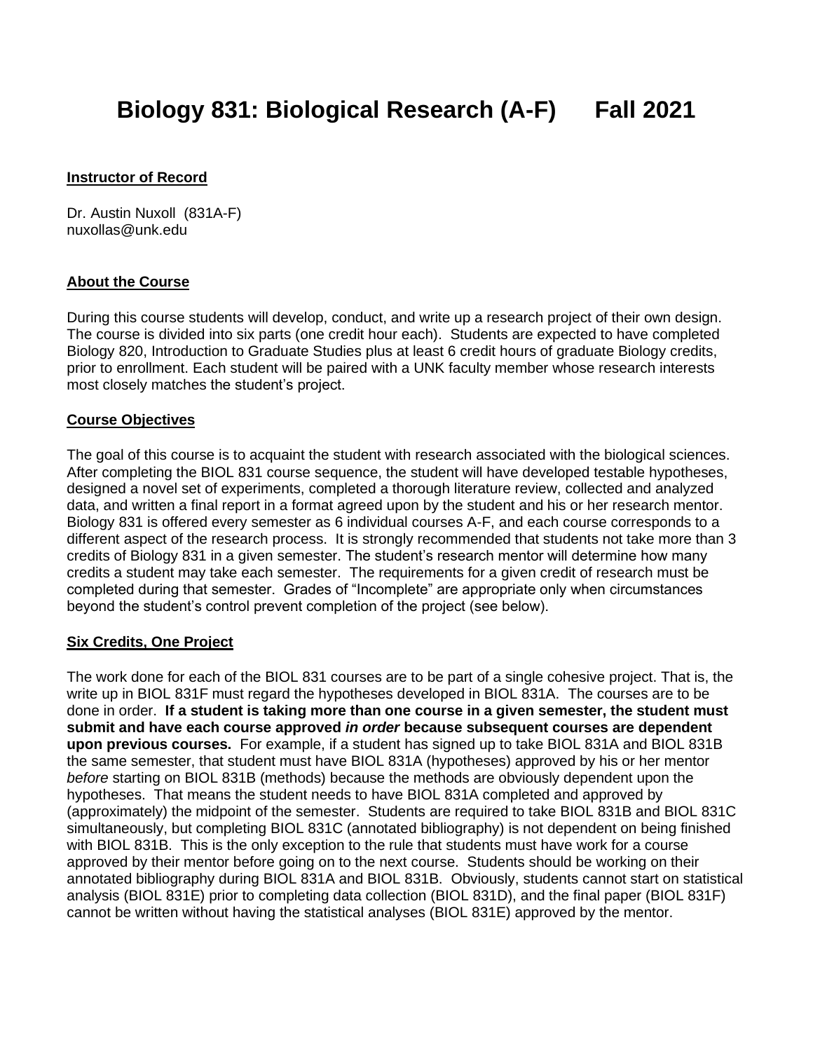# Biology 831: Biological Research (A-F)    Fall 2021

**Instructor of Record**

Dr. Austin Nuxoll (831A-F)
nuxollas@unk.edu

**About the Course**

During this course students will develop, conduct, and write up a research project of their own design. The course is divided into six parts (one credit hour each). Students are expected to have completed Biology 820, Introduction to Graduate Studies plus at least 6 credit hours of graduate Biology credits, prior to enrollment. Each student will be paired with a UNK faculty member whose research interests most closely matches the student's project.

**Course Objectives**

The goal of this course is to acquaint the student with research associated with the biological sciences. After completing the BIOL 831 course sequence, the student will have developed testable hypotheses, designed a novel set of experiments, completed a thorough literature review, collected and analyzed data, and written a final report in a format agreed upon by the student and his or her research mentor. Biology 831 is offered every semester as 6 individual courses A-F, and each course corresponds to a different aspect of the research process. It is strongly recommended that students not take more than 3 credits of Biology 831 in a given semester. The student's research mentor will determine how many credits a student may take each semester. The requirements for a given credit of research must be completed during that semester. Grades of "Incomplete" are appropriate only when circumstances beyond the student's control prevent completion of the project (see below).

**Six Credits, One Project**

The work done for each of the BIOL 831 courses are to be part of a single cohesive project. That is, the write up in BIOL 831F must regard the hypotheses developed in BIOL 831A. The courses are to be done in order. **If a student is taking more than one course in a given semester, the student must submit and have each course approved *in order* because subsequent courses are dependent upon previous courses.** For example, if a student has signed up to take BIOL 831A and BIOL 831B the same semester, that student must have BIOL 831A (hypotheses) approved by his or her mentor *before* starting on BIOL 831B (methods) because the methods are obviously dependent upon the hypotheses. That means the student needs to have BIOL 831A completed and approved by (approximately) the midpoint of the semester. Students are required to take BIOL 831B and BIOL 831C simultaneously, but completing BIOL 831C (annotated bibliography) is not dependent on being finished with BIOL 831B. This is the only exception to the rule that students must have work for a course approved by their mentor before going on to the next course. Students should be working on their annotated bibliography during BIOL 831A and BIOL 831B. Obviously, students cannot start on statistical analysis (BIOL 831E) prior to completing data collection (BIOL 831D), and the final paper (BIOL 831F) cannot be written without having the statistical analyses (BIOL 831E) approved by the mentor.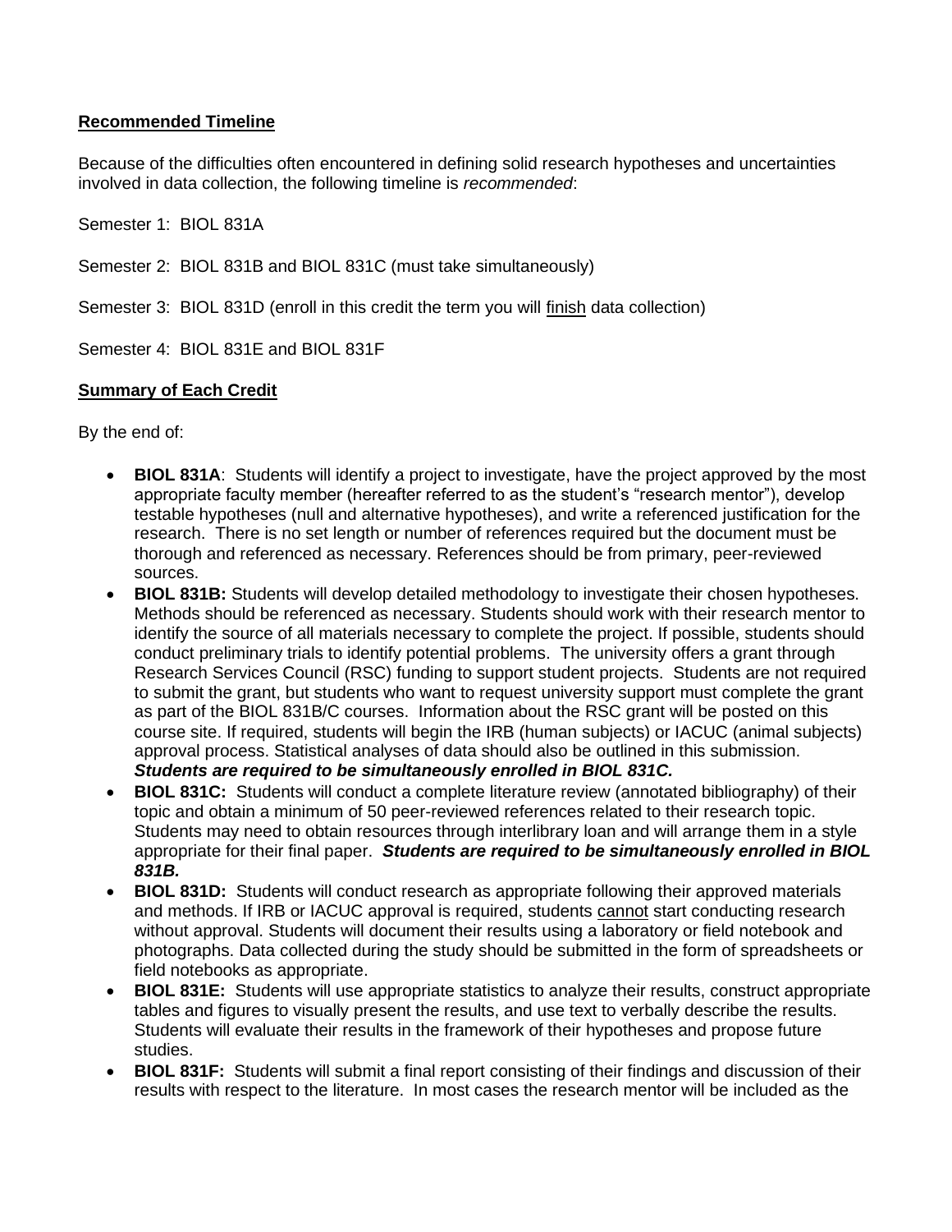**Recommended Timeline**

Because of the difficulties often encountered in defining solid research hypotheses and uncertainties involved in data collection, the following timeline is *recommended*:

Semester 1: BIOL 831A

Semester 2: BIOL 831B and BIOL 831C (must take simultaneously)

Semester 3: BIOL 831D (enroll in this credit the term you will finish data collection)

Semester 4: BIOL 831E and BIOL 831F

**Summary of Each Credit**

By the end of:

- **BIOL 831A**: Students will identify a project to investigate, have the project approved by the most appropriate faculty member (hereafter referred to as the student's "research mentor"), develop testable hypotheses (null and alternative hypotheses), and write a referenced justification for the research. There is no set length or number of references required but the document must be thorough and referenced as necessary. References should be from primary, peer-reviewed sources.
- **BIOL 831B:** Students will develop detailed methodology to investigate their chosen hypotheses. Methods should be referenced as necessary. Students should work with their research mentor to identify the source of all materials necessary to complete the project. If possible, students should conduct preliminary trials to identify potential problems. The university offers a grant through Research Services Council (RSC) funding to support student projects. Students are not required to submit the grant, but students who want to request university support must complete the grant as part of the BIOL 831B/C courses. Information about the RSC grant will be posted on this course site. If required, students will begin the IRB (human subjects) or IACUC (animal subjects) approval process. Statistical analyses of data should also be outlined in this submission. ***Students are required to be simultaneously enrolled in BIOL 831C.***
- **BIOL 831C:** Students will conduct a complete literature review (annotated bibliography) of their topic and obtain a minimum of 50 peer-reviewed references related to their research topic. Students may need to obtain resources through interlibrary loan and will arrange them in a style appropriate for their final paper. ***Students are required to be simultaneously enrolled in BIOL 831B.***
- **BIOL 831D:** Students will conduct research as appropriate following their approved materials and methods. If IRB or IACUC approval is required, students cannot start conducting research without approval. Students will document their results using a laboratory or field notebook and photographs. Data collected during the study should be submitted in the form of spreadsheets or field notebooks as appropriate.
- **BIOL 831E:** Students will use appropriate statistics to analyze their results, construct appropriate tables and figures to visually present the results, and use text to verbally describe the results. Students will evaluate their results in the framework of their hypotheses and propose future studies.
- **BIOL 831F:** Students will submit a final report consisting of their findings and discussion of their results with respect to the literature. In most cases the research mentor will be included as the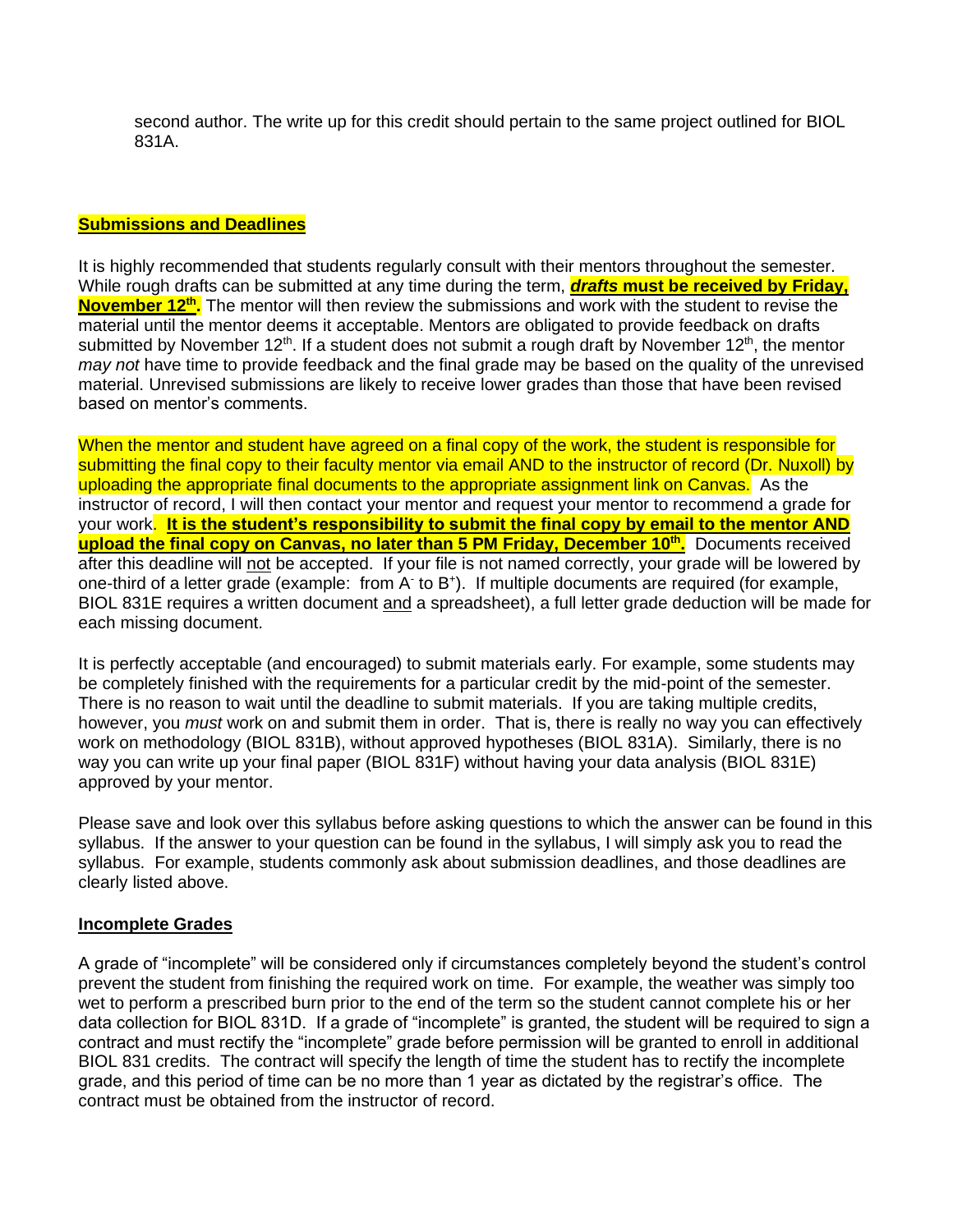second author. The write up for this credit should pertain to the same project outlined for BIOL 831A.

## **Submissions and Deadlines**

It is highly recommended that students regularly consult with their mentors throughout the semester. While rough drafts can be submitted at any time during the term, ***drafts* must be received by Friday, November 12th.** The mentor will then review the submissions and work with the student to revise the material until the mentor deems it acceptable. Mentors are obligated to provide feedback on drafts submitted by November 12th. If a student does not submit a rough draft by November 12th, the mentor *may not* have time to provide feedback and the final grade may be based on the quality of the unrevised material. Unrevised submissions are likely to receive lower grades than those that have been revised based on mentor's comments.

When the mentor and student have agreed on a final copy of the work, the student is responsible for submitting the final copy to their faculty mentor via email AND to the instructor of record (Dr. Nuxoll) by uploading the appropriate final documents to the appropriate assignment link on Canvas. As the instructor of record, I will then contact your mentor and request your mentor to recommend a grade for your work. **It is the student's responsibility to submit the final copy by email to the mentor AND upload the final copy on Canvas, no later than 5 PM Friday, December 10th.** Documents received after this deadline will not be accepted. If your file is not named correctly, your grade will be lowered by one-third of a letter grade (example: from A- to B+). If multiple documents are required (for example, BIOL 831E requires a written document and a spreadsheet), a full letter grade deduction will be made for each missing document.

It is perfectly acceptable (and encouraged) to submit materials early. For example, some students may be completely finished with the requirements for a particular credit by the mid-point of the semester. There is no reason to wait until the deadline to submit materials. If you are taking multiple credits, however, you *must* work on and submit them in order. That is, there is really no way you can effectively work on methodology (BIOL 831B), without approved hypotheses (BIOL 831A). Similarly, there is no way you can write up your final paper (BIOL 831F) without having your data analysis (BIOL 831E) approved by your mentor.

Please save and look over this syllabus before asking questions to which the answer can be found in this syllabus. If the answer to your question can be found in the syllabus, I will simply ask you to read the syllabus. For example, students commonly ask about submission deadlines, and those deadlines are clearly listed above.

## **Incomplete Grades**

A grade of "incomplete" will be considered only if circumstances completely beyond the student's control prevent the student from finishing the required work on time. For example, the weather was simply too wet to perform a prescribed burn prior to the end of the term so the student cannot complete his or her data collection for BIOL 831D. If a grade of "incomplete" is granted, the student will be required to sign a contract and must rectify the "incomplete" grade before permission will be granted to enroll in additional BIOL 831 credits. The contract will specify the length of time the student has to rectify the incomplete grade, and this period of time can be no more than 1 year as dictated by the registrar's office. The contract must be obtained from the instructor of record.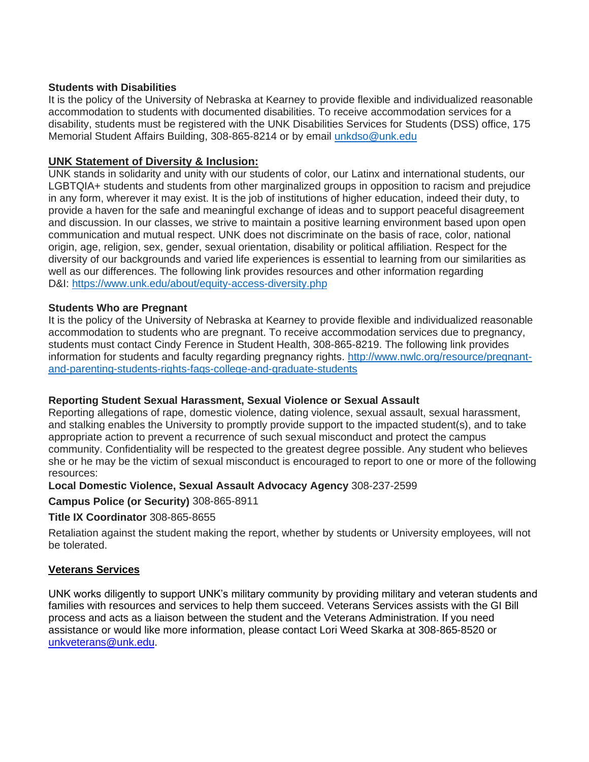**Students with Disabilities**

It is the policy of the University of Nebraska at Kearney to provide flexible and individualized reasonable accommodation to students with documented disabilities. To receive accommodation services for a disability, students must be registered with the UNK Disabilities Services for Students (DSS) office, 175 Memorial Student Affairs Building, 308-865-8214 or by email unkdso@unk.edu

**UNK Statement of Diversity & Inclusion:**

UNK stands in solidarity and unity with our students of color, our Latinx and international students, our LGBTQIA+ students and students from other marginalized groups in opposition to racism and prejudice in any form, wherever it may exist. It is the job of institutions of higher education, indeed their duty, to provide a haven for the safe and meaningful exchange of ideas and to support peaceful disagreement and discussion. In our classes, we strive to maintain a positive learning environment based upon open communication and mutual respect. UNK does not discriminate on the basis of race, color, national origin, age, religion, sex, gender, sexual orientation, disability or political affiliation. Respect for the diversity of our backgrounds and varied life experiences is essential to learning from our similarities as well as our differences. The following link provides resources and other information regarding D&I: https://www.unk.edu/about/equity-access-diversity.php

**Students Who are Pregnant**

It is the policy of the University of Nebraska at Kearney to provide flexible and individualized reasonable accommodation to students who are pregnant. To receive accommodation services due to pregnancy, students must contact Cindy Ference in Student Health, 308-865-8219. The following link provides information for students and faculty regarding pregnancy rights. http://www.nwlc.org/resource/pregnant-and-parenting-students-rights-faqs-college-and-graduate-students

**Reporting Student Sexual Harassment, Sexual Violence or Sexual Assault**

Reporting allegations of rape, domestic violence, dating violence, sexual assault, sexual harassment, and stalking enables the University to promptly provide support to the impacted student(s), and to take appropriate action to prevent a recurrence of such sexual misconduct and protect the campus community. Confidentiality will be respected to the greatest degree possible. Any student who believes she or he may be the victim of sexual misconduct is encouraged to report to one or more of the following resources:

**Local Domestic Violence, Sexual Assault Advocacy Agency** 308-237-2599

**Campus Police (or Security)** 308-865-8911

**Title IX Coordinator** 308-865-8655

Retaliation against the student making the report, whether by students or University employees, will not be tolerated.

**Veterans Services**

UNK works diligently to support UNK's military community by providing military and veteran students and families with resources and services to help them succeed. Veterans Services assists with the GI Bill process and acts as a liaison between the student and the Veterans Administration. If you need assistance or would like more information, please contact Lori Weed Skarka at 308-865-8520 or unkveterans@unk.edu.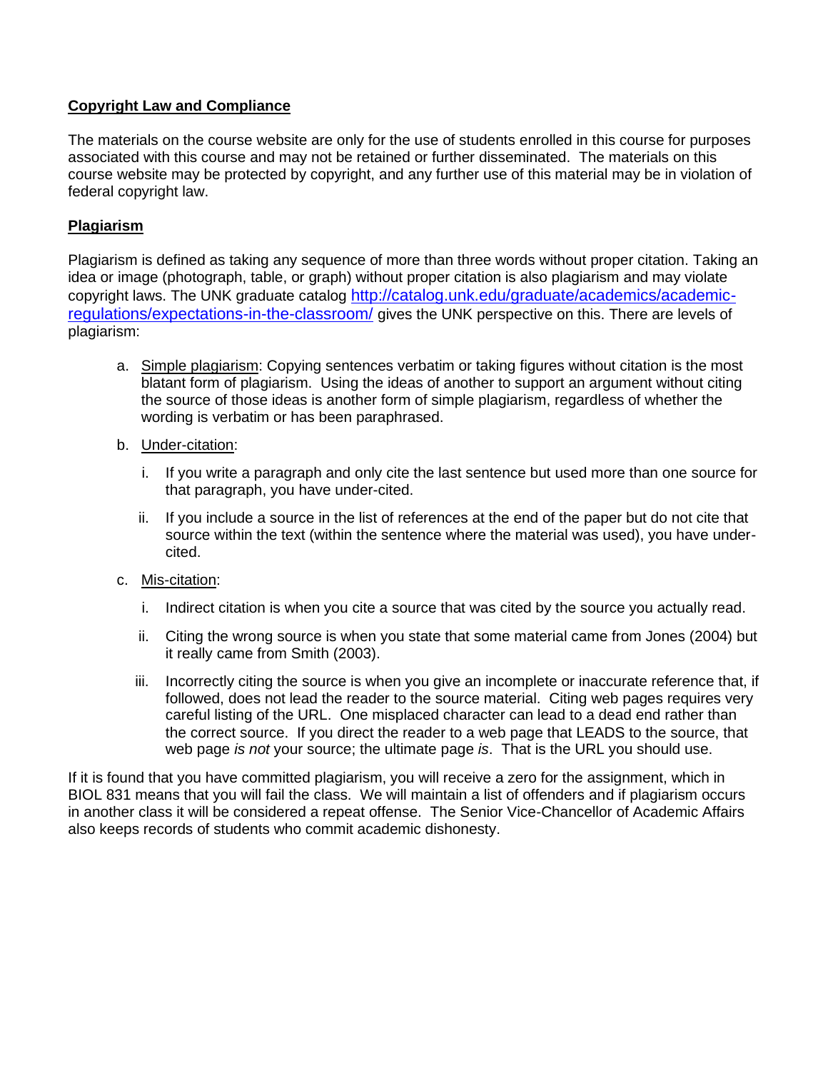**Copyright Law and Compliance**

The materials on the course website are only for the use of students enrolled in this course for purposes associated with this course and may not be retained or further disseminated. The materials on this course website may be protected by copyright, and any further use of this material may be in violation of federal copyright law.

**Plagiarism**

Plagiarism is defined as taking any sequence of more than three words without proper citation. Taking an idea or image (photograph, table, or graph) without proper citation is also plagiarism and may violate copyright laws. The UNK graduate catalog [http://catalog.unk.edu/graduate/academics/academic-regulations/expectations-in-the-classroom/](http://catalog.unk.edu/graduate/academics/academic-regulations/expectations-in-the-classroom/) gives the UNK perspective on this. There are levels of plagiarism:

a. Simple plagiarism: Copying sentences verbatim or taking figures without citation is the most blatant form of plagiarism. Using the ideas of another to support an argument without citing the source of those ideas is another form of simple plagiarism, regardless of whether the wording is verbatim or has been paraphrased.

b. Under-citation:

   i. If you write a paragraph and only cite the last sentence but used more than one source for that paragraph, you have under-cited.

   ii. If you include a source in the list of references at the end of the paper but do not cite that source within the text (within the sentence where the material was used), you have under-cited.

c. Mis-citation:

   i. Indirect citation is when you cite a source that was cited by the source you actually read.

   ii. Citing the wrong source is when you state that some material came from Jones (2004) but it really came from Smith (2003).

   iii. Incorrectly citing the source is when you give an incomplete or inaccurate reference that, if followed, does not lead the reader to the source material. Citing web pages requires very careful listing of the URL. One misplaced character can lead to a dead end rather than the correct source. If you direct the reader to a web page that LEADS to the source, that web page *is not* your source; the ultimate page *is*. That is the URL you should use.

If it is found that you have committed plagiarism, you will receive a zero for the assignment, which in BIOL 831 means that you will fail the class. We will maintain a list of offenders and if plagiarism occurs in another class it will be considered a repeat offense. The Senior Vice-Chancellor of Academic Affairs also keeps records of students who commit academic dishonesty.